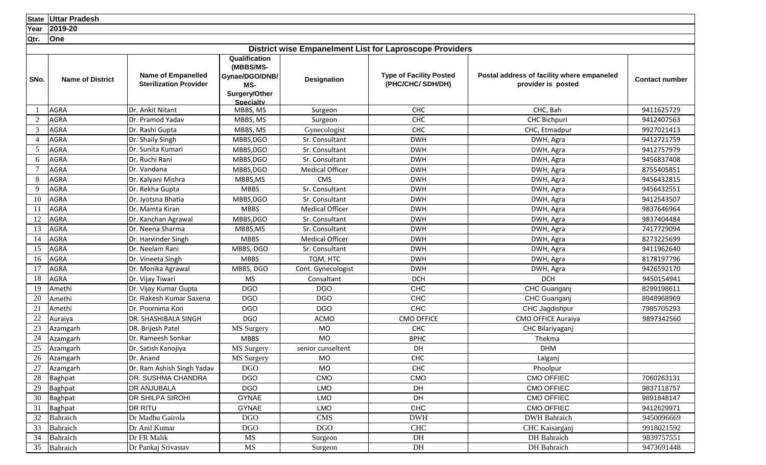| State | Uttar Pradesh | | | | | | |
|---|---|---|---|---|---|---|---|
| Year | 2019-20 | | | | | | |
| Qtr. | One | | | | | | |

## District wise Empanelment List for Laproscope Providers

| SNo. | Name of District | Name of Empanelled Sterilization Provider | Qualification (MBBS/MS-Gynae/DGO/DNB/ MS-Surgery/Other Specialty | Designation | Type of Facility Posted (PHC/CHC/ SDH/DH) | Postal address of facility where empaneled provider is posted | Contact number |
|---|---|---|---|---|---|---|---|
| 1 | AGRA | Dr. Ankit Nitant | MBBS, MS | Surgeon | CHC | CHC, Bah | 9411625729 |
| 2 | AGRA | Dr. Pramod Yadav | MBBS, MS | Surgeon | CHC | CHC Bichpuri | 9412407563 |
| 3 | AGRA | Dr. Rashi Gupta | MBBS, MS | Gynecologist | CHC | CHC, Etmadpur | 9927021413 |
| 4 | AGRA | Dr. Shaily Singh | MBBS,DGO | Sr. Consultant | DWH | DWH, Agra | 9412721759 |
| 5 | AGRA | Dr. Sunita Kumari | MBBS,DGO | Sr. Consultant | DWH | DWH, Agra | 9412757979 |
| 6 | AGRA | Dr. Ruchi Rani | MBBS,DGO | Sr. Consultant | DWH | DWH, Agra | 9456837408 |
| 7 | AGRA | Dr. Vandana | MBBS,DGO | Medical Officer | DWH | DWH, Agra | 8755405851 |
| 8 | AGRA | Dr. Kalyani Mishra | MBBS,MS | CMS | DWH | DWH, Agra | 9456432815 |
| 9 | AGRA | Dr. Rekha Gupta | MBBS | Sr. Consultant | DWH | DWH, Agra | 9456432551 |
| 10 | AGRA | Dr. Jyotsna Bhatia | MBBS,DGO | Sr. Consultant | DWH | DWH, Agra | 9412543507 |
| 11 | AGRA | Dr. Mamta Kiran | MBBS | Medical Officer | DWH | DWH, Agra | 9837646964 |
| 12 | AGRA | Dr. Kanchan Agrawal | MBBS,DGO | Sr. Consultant | DWH | DWH, Agra | 9837404484 |
| 13 | AGRA | Dr. Neena Sharma | MBBS,MS | Sr. Consultant | DWH | DWH, Agra | 7417729094 |
| 14 | AGRA | Dr. Harvinder Singh | MBBS | Medical Officer | DWH | DWH, Agra | 8273225699 |
| 15 | AGRA | Dr. Neelam Rani | MBBS, DGO | Sr. Consultant | DWH | DWH, Agra | 9411962640 |
| 16 | AGRA | Dr. Vineeta Singh | MBBS | TQM, HTC | DWH | DWH, Agra | 8178197796 |
| 17 | AGRA | Dr. Monika Agrawal | MBBS, DGO | Cont. Gynecologist | DWH | DWH, Agra | 9426592170 |
| 18 | AGRA | Dr. Vijay Tiwari | MS | Consaltant | DCH | DCH | 9450154941 |
| 19 | Amethi | Dr. Vijay Kumar Gupta | DGO | DGO | CHC | CHC Guariganj | 8299198611 |
| 20 | Amethi | Dr. Rakesh Kumar Saxena | DGO | DGO | CHC | CHC Guariganj | 8948968969 |
| 21 | Amethi | Dr. Poornima Kori | DGO | DGO | CHC | CHC Jagdishpur | 7985705293 |
| 22 | Auraiya | DR. SHASHIBALA SINGH | DGO | ACMO | CMO OFFICE | CMO OFFICE Auraiya | 9897342560 |
| 23 | Azamgarh | DR. Brijesh Patel | MS Surgery | MO | CHC | CHC Bilariyaganj | |
| 24 | Azamgarh | Dr. Rameesh Sonkar | MBBS | MO | BPHC | Thekma | |
| 25 | Azamgarh | Dr. Satish Kanojiya | MS Surgery | senior cunseltent | DH | DHM | |
| 26 | Azamgarh | Dr. Anand | MS Surgery | MO | CHC | Lalganj | |
| 27 | Azamgarh | Dr. Ram Ashish Singh Yadav | DGO | MO | CHC | Phoolpur | |
| 28 | Baghpat | DR. SUSHMA CHANDRA | DGO | CMO | CMO | CMO OFFIEC | 7060263131 |
| 29 | Baghpat | DR ANJUBALA | DGO | LMO | DH | CMO OFFIEC | 9837118757 |
| 30 | Baghpat | DR SHILPA SIROHI | GYNAE | LMO | DH | CMO OFFIEC | 9891848147 |
| 31 | Baghpat | DR RITU | GYNAE | LMO | CHC | CMO OFFIEC | 9412629971 |
| 32 | Bahraich | Dr Madhu Gairola | DGO | CMS | DWH | DWH Bahraich | 9450096669 |
| 33 | Bahraich | Dr Anil Kumar | DGO | DGO | CHC | CHC Kaisarganj | 9918021592 |
| 34 | Bahraich | Dr FR Malik | MS | Surgeon | DH | DH Bahraich | 9839757551 |
| 35 | Bahraich | Dr Pankaj Srivastav | MS | Surgeon | DH | DH Bahraich | 9473691448 |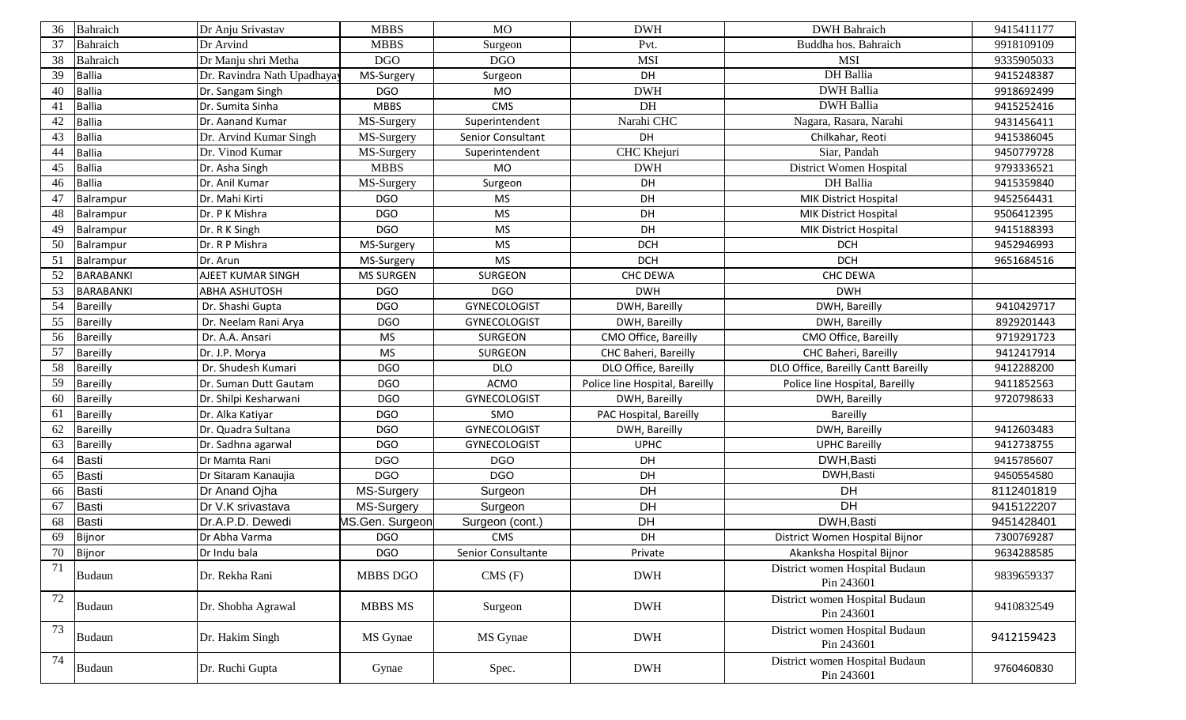| | | | | | | | |
|---|---|---|---|---|---|---|---|
| 36 | Bahraich | Dr Anju Srivastav | MBBS | MO | DWH | DWH Bahraich | 9415411177 |
| 37 | Bahraich | Dr Arvind | MBBS | Surgeon | Pvt. | Buddha hos. Bahraich | 9918109109 |
| 38 | Bahraich | Dr Manju shri Metha | DGO | DGO | MSI | MSI | 9335905033 |
| 39 | Ballia | Dr. Ravindra Nath Upadhaya | MS-Surgery | Surgeon | DH | DH Ballia | 9415248387 |
| 40 | Ballia | Dr. Sangam Singh | DGO | MO | DWH | DWH Ballia | 9918692499 |
| 41 | Ballia | Dr. Sumita Sinha | MBBS | CMS | DH | DWH Ballia | 9415252416 |
| 42 | Ballia | Dr. Aanand Kumar | MS-Surgery | Superintendent | Narahi CHC | Nagara, Rasara, Narahi | 9431456411 |
| 43 | Ballia | Dr. Arvind Kumar Singh | MS-Surgery | Senior Consultant | DH | Chilkahar, Reoti | 9415386045 |
| 44 | Ballia | Dr. Vinod Kumar | MS-Surgery | Superintendent | CHC Khejuri | Siar, Pandah | 9450779728 |
| 45 | Ballia | Dr. Asha Singh | MBBS | MO | DWH | District Women Hospital | 9793336521 |
| 46 | Ballia | Dr. Anil Kumar | MS-Surgery | Surgeon | DH | DH Ballia | 9415359840 |
| 47 | Balrampur | Dr. Mahi Kirti | DGO | MS | DH | MIK District Hospital | 9452564431 |
| 48 | Balrampur | Dr. P K Mishra | DGO | MS | DH | MIK District Hospital | 9506412395 |
| 49 | Balrampur | Dr. R K Singh | DGO | MS | DH | MIK District Hospital | 9415188393 |
| 50 | Balrampur | Dr. R P Mishra | MS-Surgery | MS | DCH | DCH | 9452946993 |
| 51 | Balrampur | Dr. Arun | MS-Surgery | MS | DCH | DCH | 9651684516 |
| 52 | BARABANKI | AJEET KUMAR SINGH | MS SURGEN | SURGEON | CHC DEWA | CHC DEWA | |
| 53 | BARABANKI | ABHA ASHUTOSH | DGO | DGO | DWH | DWH | |
| 54 | Bareilly | Dr. Shashi Gupta | DGO | GYNECOLOGIST | DWH, Bareilly | DWH, Bareilly | 9410429717 |
| 55 | Bareilly | Dr. Neelam Rani Arya | DGO | GYNECOLOGIST | DWH, Bareilly | DWH, Bareilly | 8929201443 |
| 56 | Bareilly | Dr. A.A. Ansari | MS | SURGEON | CMO Office, Bareilly | CMO Office, Bareilly | 9719291723 |
| 57 | Bareilly | Dr. J.P. Morya | MS | SURGEON | CHC Baheri, Bareilly | CHC Baheri, Bareilly | 9412417914 |
| 58 | Bareilly | Dr. Shudesh Kumari | DGO | DLO | DLO Office, Bareilly | DLO Office, Bareilly Cantt Bareilly | 9412288200 |
| 59 | Bareilly | Dr. Suman Dutt Gautam | DGO | ACMO | Police line Hospital, Bareilly | Police line Hospital, Bareilly | 9411852563 |
| 60 | Bareilly | Dr. Shilpi Kesharwani | DGO | GYNECOLOGIST | DWH, Bareilly | DWH, Bareilly | 9720798633 |
| 61 | Bareilly | Dr. Alka Katiyar | DGO | SMO | PAC Hospital, Bareilly | Bareilly | |
| 62 | Bareilly | Dr. Quadra Sultana | DGO | GYNECOLOGIST | DWH, Bareilly | DWH, Bareilly | 9412603483 |
| 63 | Bareilly | Dr. Sadhna agarwal | DGO | GYNECOLOGIST | UPHC | UPHC Bareilly | 9412738755 |
| 64 | Basti | Dr Mamta Rani | DGO | DGO | DH | DWH,Basti | 9415785607 |
| 65 | Basti | Dr Sitaram Kanaujia | DGO | DGO | DH | DWH,Basti | 9450554580 |
| 66 | Basti | Dr Anand Ojha | MS-Surgery | Surgeon | DH | DH | 8112401819 |
| 67 | Basti | Dr V.K srivastava | MS-Surgery | Surgeon | DH | DH | 9415122207 |
| 68 | Basti | Dr.A.P.D. Dewedi | MS.Gen. Surgeon | Surgeon (cont.) | DH | DWH,Basti | 9451428401 |
| 69 | Bijnor | Dr Abha Varma | DGO | CMS | DH | District Women Hospital Bijnor | 7300769287 |
| 70 | Bijnor | Dr Indu bala | DGO | Senior Consultante | Private | Akanksha Hospital Bijnor | 9634288585 |
| 71 | Budaun | Dr. Rekha Rani | MBBS DGO | CMS (F) | DWH | District women Hospital Budaun Pin 243601 | 9839659337 |
| 72 | Budaun | Dr. Shobha Agrawal | MBBS MS | Surgeon | DWH | District women Hospital Budaun Pin 243601 | 9410832549 |
| 73 | Budaun | Dr. Hakim Singh | MS Gynae | MS Gynae | DWH | District women Hospital Budaun Pin 243601 | 9412159423 |
| 74 | Budaun | Dr. Ruchi Gupta | Gynae | Spec. | DWH | District women Hospital Budaun Pin 243601 | 9760460830 |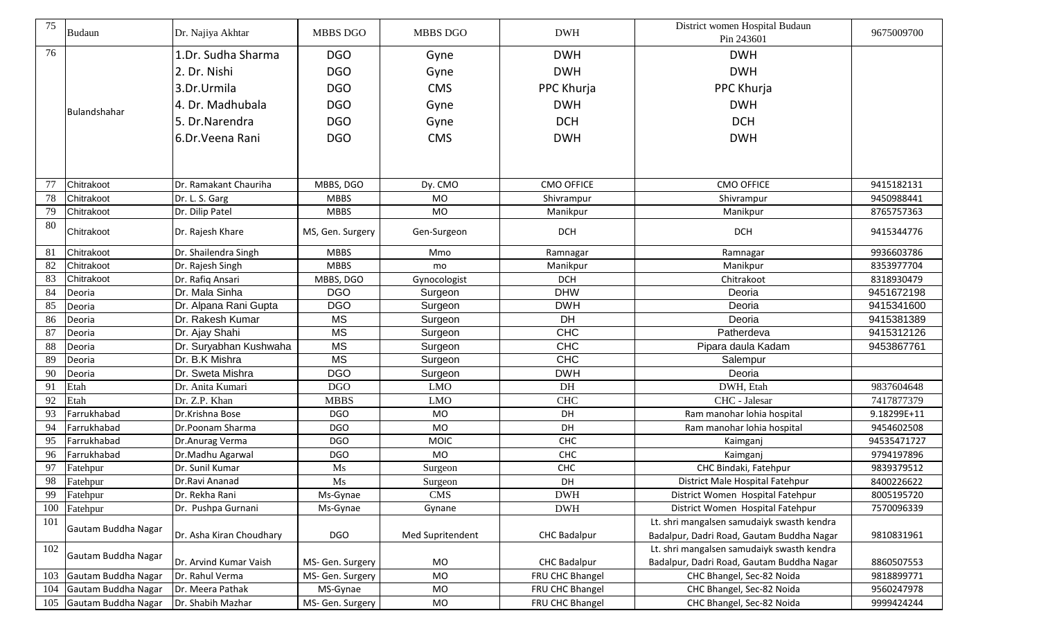| 75 | Budaun | Dr. Najiya Akhtar | MBBS DGO | MBBS DGO | DWH | District women Hospital Budaun Pin 243601 | 9675009700 |
|---|---|---|---|---|---|---|---|
| 76 | Bulandshahar | 1.Dr. Sudha Sharma<br>2. Dr. Nishi<br>3.Dr.Urmila<br>4. Dr. Madhubala<br>5. Dr.Narendra<br>6.Dr.Veena Rani | DGO<br>DGO<br>DGO<br>DGO<br>DGO<br>DGO | Gyne<br>Gyne<br>CMS<br>Gyne<br>Gyne<br>CMS | DWH<br>DWH<br>PPC Khurja<br>DWH<br>DCH<br>DWH | DWH<br>DWH<br>PPC Khurja<br>DWH<br>DCH<br>DWH | |
| 77 | Chitrakoot | Dr. Ramakant Chauriha | MBBS, DGO | Dy. CMO | CMO OFFICE | CMO OFFICE | 9415182131 |
| 78 | Chitrakoot | Dr. L. S. Garg | MBBS | MO | Shivrampur | Shivrampur | 9450988441 |
| 79 | Chitrakoot | Dr. Dilip Patel | MBBS | MO | Manikpur | Manikpur | 8765757363 |
| 80 | Chitrakoot | Dr. Rajesh Khare | MS, Gen. Surgery | Gen-Surgeon | DCH | DCH | 9415344776 |
| 81 | Chitrakoot | Dr. Shailendra Singh | MBBS | Mmo | Ramnagar | Ramnagar | 9936603786 |
| 82 | Chitrakoot | Dr. Rajesh Singh | MBBS | mo | Manikpur | Manikpur | 8353977704 |
| 83 | Chitrakoot | Dr. Rafiq Ansari | MBBS, DGO | Gynocologist | DCH | Chitrakoot | 8318930479 |
| 84 | Deoria | Dr. Mala Sinha | DGO | Surgeon | DHW | Deoria | 9451672198 |
| 85 | Deoria | Dr. Alpana Rani Gupta | DGO | Surgeon | DWH | Deoria | 9415341600 |
| 86 | Deoria | Dr. Rakesh Kumar | MS | Surgeon | DH | Deoria | 9415381389 |
| 87 | Deoria | Dr. Ajay Shahi | MS | Surgeon | CHC | Patherdeva | 9415312126 |
| 88 | Deoria | Dr. Suryabhan Kushwaha | MS | Surgeon | CHC | Pipara daula Kadam | 9453867761 |
| 89 | Deoria | Dr. B.K Mishra | MS | Surgeon | CHC | Salempur | |
| 90 | Deoria | Dr. Sweta Mishra | DGO | Surgeon | DWH | Deoria | |
| 91 | Etah | Dr. Anita Kumari | DGO | LMO | DH | DWH, Etah | 9837604648 |
| 92 | Etah | Dr. Z.P. Khan | MBBS | LMO | CHC | CHC - Jalesar | 7417877379 |
| 93 | Farrukhabad | Dr.Krishna Bose | DGO | MO | DH | Ram manohar lohia hospital | 9.18299E+11 |
| 94 | Farrukhabad | Dr.Poonam Sharma | DGO | MO | DH | Ram manohar lohia hospital | 9454602508 |
| 95 | Farrukhabad | Dr.Anurag Verma | DGO | MOIC | CHC | Kaimganj | 94535471727 |
| 96 | Farrukhabad | Dr.Madhu Agarwal | DGO | MO | CHC | Kaimganj | 9794197896 |
| 97 | Fatehpur | Dr. Sunil Kumar | Ms | Surgeon | CHC | CHC Bindaki, Fatehpur | 9839379512 |
| 98 | Fatehpur | Dr.Ravi Ananad | Ms | Surgeon | DH | District Male Hospital Fatehpur | 8400226622 |
| 99 | Fatehpur | Dr. Rekha Rani | Ms-Gynae | CMS | DWH | District Women Hospital Fatehpur | 8005195720 |
| 100 | Fatehpur | Dr. Pushpa Gurnani | Ms-Gynae | Gynane | DWH | District Women Hospital Fatehpur | 7570096339 |
| 101 | Gautam Buddha Nagar | Dr. Asha Kiran Choudhary | DGO | Med Supritendent | CHC Badalpur | Lt. shri mangalsen samudaiyk swasth kendra Badalpur, Dadri Road, Gautam Buddha Nagar | 9810831961 |
| 102 | Gautam Buddha Nagar | Dr. Arvind Kumar Vaish | MS- Gen. Surgery | MO | CHC Badalpur | Lt. shri mangalsen samudaiyk swasth kendra Badalpur, Dadri Road, Gautam Buddha Nagar | 8860507553 |
| 103 | Gautam Buddha Nagar | Dr. Rahul Verma | MS- Gen. Surgery | MO | FRU CHC Bhangel | CHC Bhangel, Sec-82 Noida | 9818899771 |
| 104 | Gautam Buddha Nagar | Dr. Meera Pathak | MS-Gynae | MO | FRU CHC Bhangel | CHC Bhangel, Sec-82 Noida | 9560247978 |
| 105 | Gautam Buddha Nagar | Dr. Shabih Mazhar | MS- Gen. Surgery | MO | FRU CHC Bhangel | CHC Bhangel, Sec-82 Noida | 9999424244 |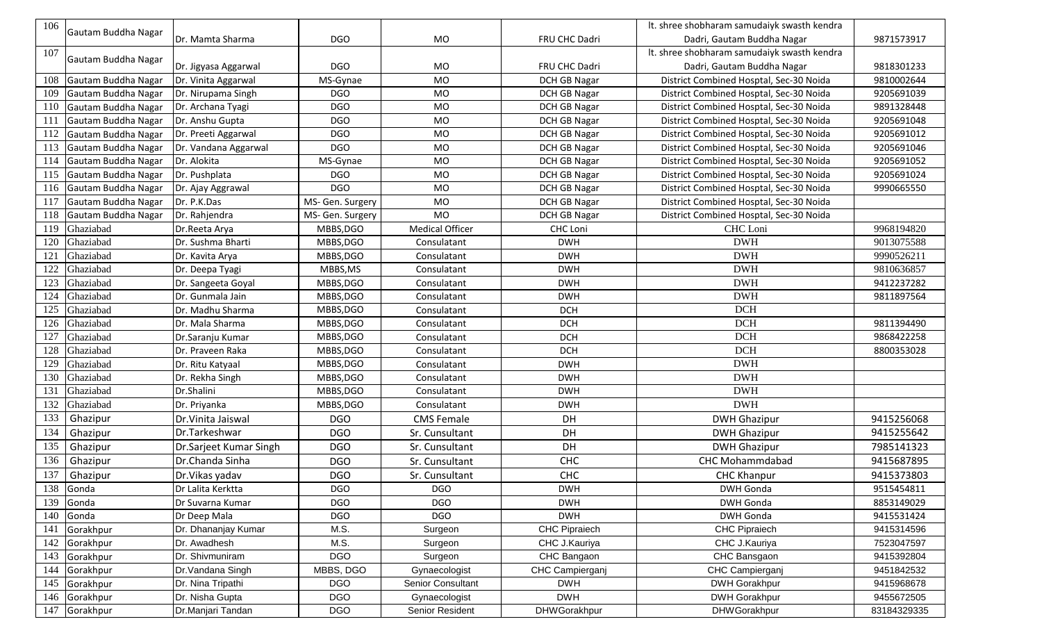| 106 | Gautam Buddha Nagar | Dr. Mamta Sharma | DGO | MO | FRU CHC Dadri | lt. shree shobharam samudaiyk swasth kendra Dadri, Gautam Buddha Nagar | 9871573917 |
|---|---|---|---|---|---|---|---|
| 107 | Gautam Buddha Nagar | Dr. Jigyasa Aggarwal | DGO | MO | FRU CHC Dadri | lt. shree shobharam samudaiyk swasth kendra Dadri, Gautam Buddha Nagar | 9818301233 |
| 108 | Gautam Buddha Nagar | Dr. Vinita Aggarwal | MS-Gynae | MO | DCH GB Nagar | District Combined Hosptal, Sec-30 Noida | 9810002644 |
| 109 | Gautam Buddha Nagar | Dr. Nirupama Singh | DGO | MO | DCH GB Nagar | District Combined Hosptal, Sec-30 Noida | 9205691039 |
| 110 | Gautam Buddha Nagar | Dr. Archana Tyagi | DGO | MO | DCH GB Nagar | District Combined Hosptal, Sec-30 Noida | 9891328448 |
| 111 | Gautam Buddha Nagar | Dr. Anshu Gupta | DGO | MO | DCH GB Nagar | District Combined Hosptal, Sec-30 Noida | 9205691048 |
| 112 | Gautam Buddha Nagar | Dr. Preeti Aggarwal | DGO | MO | DCH GB Nagar | District Combined Hosptal, Sec-30 Noida | 9205691012 |
| 113 | Gautam Buddha Nagar | Dr. Vandana Aggarwal | DGO | MO | DCH GB Nagar | District Combined Hosptal, Sec-30 Noida | 9205691046 |
| 114 | Gautam Buddha Nagar | Dr. Alokita | MS-Gynae | MO | DCH GB Nagar | District Combined Hosptal, Sec-30 Noida | 9205691052 |
| 115 | Gautam Buddha Nagar | Dr. Pushplata | DGO | MO | DCH GB Nagar | District Combined Hosptal, Sec-30 Noida | 9205691024 |
| 116 | Gautam Buddha Nagar | Dr. Ajay Aggrawal | DGO | MO | DCH GB Nagar | District Combined Hosptal, Sec-30 Noida | 9990665550 |
| 117 | Gautam Buddha Nagar | Dr. P.K.Das | MS- Gen. Surgery | MO | DCH GB Nagar | District Combined Hosptal, Sec-30 Noida | |
| 118 | Gautam Buddha Nagar | Dr. Rahjendra | MS- Gen. Surgery | MO | DCH GB Nagar | District Combined Hosptal, Sec-30 Noida | |
| 119 | Ghaziabad | Dr.Reeta Arya | MBBS,DGO | Medical Officer | CHC Loni | CHC Loni | 9968194820 |
| 120 | Ghaziabad | Dr. Sushma Bharti | MBBS,DGO | Consulatant | DWH | DWH | 9013075588 |
| 121 | Ghaziabad | Dr. Kavita Arya | MBBS,DGO | Consulatant | DWH | DWH | 9990526211 |
| 122 | Ghaziabad | Dr. Deepa Tyagi | MBBS,MS | Consulatant | DWH | DWH | 9810636857 |
| 123 | Ghaziabad | Dr. Sangeeta Goyal | MBBS,DGO | Consulatant | DWH | DWH | 9412237282 |
| 124 | Ghaziabad | Dr. Gunmala Jain | MBBS,DGO | Consulatant | DWH | DWH | 9811897564 |
| 125 | Ghaziabad | Dr. Madhu Sharma | MBBS,DGO | Consulatant | DCH | DCH | |
| 126 | Ghaziabad | Dr. Mala Sharma | MBBS,DGO | Consulatant | DCH | DCH | 9811394490 |
| 127 | Ghaziabad | Dr.Saranju Kumar | MBBS,DGO | Consulatant | DCH | DCH | 9868422258 |
| 128 | Ghaziabad | Dr. Praveen Raka | MBBS,DGO | Consulatant | DCH | DCH | 8800353028 |
| 129 | Ghaziabad | Dr. Ritu Katyaal | MBBS,DGO | Consulatant | DWH | DWH | |
| 130 | Ghaziabad | Dr. Rekha Singh | MBBS,DGO | Consulatant | DWH | DWH | |
| 131 | Ghaziabad | Dr.Shalini | MBBS,DGO | Consulatant | DWH | DWH | |
| 132 | Ghaziabad | Dr. Priyanka | MBBS,DGO | Consulatant | DWH | DWH | |
| 133 | Ghazipur | Dr.Vinita Jaiswal | DGO | CMS Female | DH | DWH Ghazipur | 9415256068 |
| 134 | Ghazipur | Dr.Tarkeshwar | DGO | Sr. Cunsultant | DH | DWH Ghazipur | 9415255642 |
| 135 | Ghazipur | Dr.Sarjeet Kumar Singh | DGO | Sr. Cunsultant | DH | DWH Ghazipur | 7985141323 |
| 136 | Ghazipur | Dr.Chanda Sinha | DGO | Sr. Cunsultant | CHC | CHC Mohammdabad | 9415687895 |
| 137 | Ghazipur | Dr.Vikas yadav | DGO | Sr. Cunsultant | CHC | CHC Khanpur | 9415373803 |
| 138 | Gonda | Dr Lalita Kerktta | DGO | DGO | DWH | DWH Gonda | 9515454811 |
| 139 | Gonda | Dr Suvarna Kumar | DGO | DGO | DWH | DWH Gonda | 8853149029 |
| 140 | Gonda | Dr Deep Mala | DGO | DGO | DWH | DWH Gonda | 9415531424 |
| 141 | Gorakhpur | Dr. Dhananjay Kumar | M.S. | Surgeon | CHC Pipraiech | CHC Pipraiech | 9415314596 |
| 142 | Gorakhpur | Dr. Awadhesh | M.S. | Surgeon | CHC J.Kauriya | CHC J.Kauriya | 7523047597 |
| 143 | Gorakhpur | Dr. Shivmuniram | DGO | Surgeon | CHC Bangaon | CHC Bansgaon | 9415392804 |
| 144 | Gorakhpur | Dr.Vandana Singh | MBBS, DGO | Gynaecologist | CHC Campierganj | CHC Campierganj | 9451842532 |
| 145 | Gorakhpur | Dr. Nina Tripathi | DGO | Senior Consultant | DWH | DWH Gorakhpur | 9415968678 |
| 146 | Gorakhpur | Dr. Nisha Gupta | DGO | Gynaecologist | DWH | DWH Gorakhpur | 9455672505 |
| 147 | Gorakhpur | Dr.Manjari Tandan | DGO | Senior Resident | DHWGorakhpur | DHWGorakhpur | 83184329335 |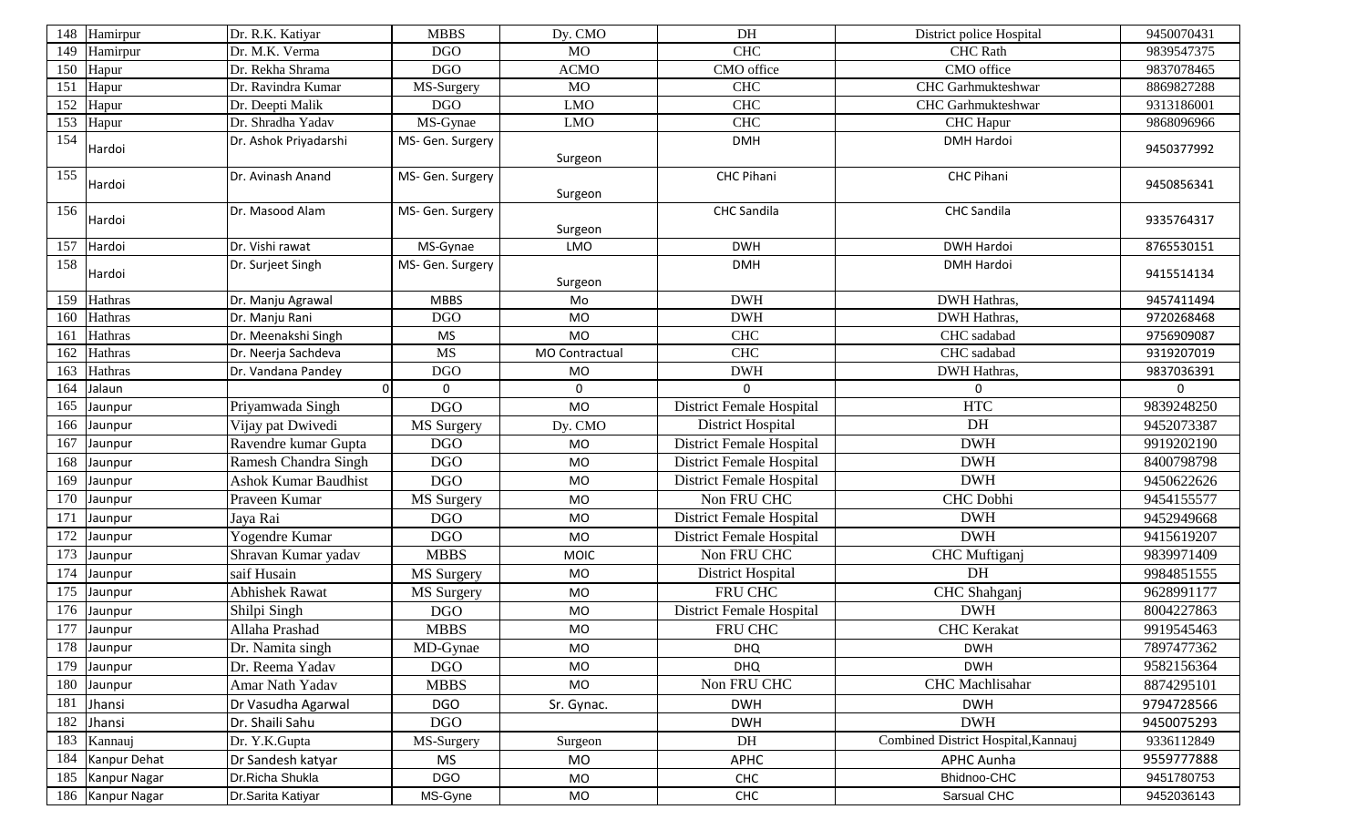| | | | | | | | |
|---|---|---|---|---|---|---|---|
| 148 | Hamirpur | Dr. R.K. Katiyar | MBBS | Dy. CMO | DH | District police Hospital | 9450070431 |
| 149 | Hamirpur | Dr. M.K. Verma | DGO | MO | CHC | CHC Rath | 9839547375 |
| 150 | Hapur | Dr. Rekha Shrama | DGO | ACMO | CMO office | CMO office | 9837078465 |
| 151 | Hapur | Dr. Ravindra Kumar | MS-Surgery | MO | CHC | CHC Garhmukteshwar | 8869827288 |
| 152 | Hapur | Dr. Deepti Malik | DGO | LMO | CHC | CHC Garhmukteshwar | 9313186001 |
| 153 | Hapur | Dr. Shradha Yadav | MS-Gynae | LMO | CHC | CHC Hapur | 9868096966 |
| 154 | Hardoi | Dr. Ashok Priyadarshi | MS- Gen. Surgery | Surgeon | DMH | DMH Hardoi | 9450377992 |
| 155 | Hardoi | Dr. Avinash Anand | MS- Gen. Surgery | Surgeon | CHC Pihani | CHC Pihani | 9450856341 |
| 156 | Hardoi | Dr. Masood Alam | MS- Gen. Surgery | Surgeon | CHC Sandila | CHC Sandila | 9335764317 |
| 157 | Hardoi | Dr. Vishi rawat | MS-Gynae | LMO | DWH | DWH Hardoi | 8765530151 |
| 158 | Hardoi | Dr. Surjeet Singh | MS- Gen. Surgery | Surgeon | DMH | DMH Hardoi | 9415514134 |
| 159 | Hathras | Dr. Manju Agrawal | MBBS | Mo | DWH | DWH Hathras, | 9457411494 |
| 160 | Hathras | Dr. Manju Rani | DGO | MO | DWH | DWH Hathras, | 9720268468 |
| 161 | Hathras | Dr. Meenakshi Singh | MS | MO | CHC | CHC sadabad | 9756909087 |
| 162 | Hathras | Dr. Neerja Sachdeva | MS | MO Contractual | CHC | CHC sadabad | 9319207019 |
| 163 | Hathras | Dr. Vandana Pandey | DGO | MO | DWH | DWH Hathras, | 9837036391 |
| 164 | Jalaun | 0 | 0 | 0 | 0 | 0 | 0 |
| 165 | Jaunpur | Priyamwada Singh | DGO | MO | District Female Hospital | HTC | 9839248250 |
| 166 | Jaunpur | Vijay pat Dwivedi | MS Surgery | Dy. CMO | District Hospital | DH | 9452073387 |
| 167 | Jaunpur | Ravendre kumar Gupta | DGO | MO | District Female Hospital | DWH | 9919202190 |
| 168 | Jaunpur | Ramesh Chandra Singh | DGO | MO | District Female Hospital | DWH | 8400798798 |
| 169 | Jaunpur | Ashok Kumar Baudhist | DGO | MO | District Female Hospital | DWH | 9450622626 |
| 170 | Jaunpur | Praveen Kumar | MS Surgery | MO | Non FRU CHC | CHC Dobhi | 9454155577 |
| 171 | Jaunpur | Jaya Rai | DGO | MO | District Female Hospital | DWH | 9452949668 |
| 172 | Jaunpur | Yogendre Kumar | DGO | MO | District Female Hospital | DWH | 9415619207 |
| 173 | Jaunpur | Shravan Kumar yadav | MBBS | MOIC | Non FRU CHC | CHC Muftiganj | 9839971409 |
| 174 | Jaunpur | saif Husain | MS Surgery | MO | District Hospital | DH | 9984851555 |
| 175 | Jaunpur | Abhishek Rawat | MS Surgery | MO | FRU CHC | CHC Shahganj | 9628991177 |
| 176 | Jaunpur | Shilpi Singh | DGO | MO | District Female Hospital | DWH | 8004227863 |
| 177 | Jaunpur | Allaha Prashad | MBBS | MO | FRU CHC | CHC Kerakat | 9919545463 |
| 178 | Jaunpur | Dr. Namita singh | MD-Gynae | MO | DHQ | DWH | 7897477362 |
| 179 | Jaunpur | Dr. Reema Yadav | DGO | MO | DHQ | DWH | 9582156364 |
| 180 | Jaunpur | Amar Nath Yadav | MBBS | MO | Non FRU CHC | CHC Machlisahar | 8874295101 |
| 181 | Jhansi | Dr Vasudha Agarwal | DGO | Sr. Gynac. | DWH | DWH | 9794728566 |
| 182 | Jhansi | Dr. Shaili Sahu | DGO | | DWH | DWH | 9450075293 |
| 183 | Kannauj | Dr. Y.K.Gupta | MS-Surgery | Surgeon | DH | Combined District Hospital,Kannauj | 9336112849 |
| 184 | Kanpur Dehat | Dr Sandesh katyar | MS | MO | APHC | APHC Aunha | 9559777888 |
| 185 | Kanpur Nagar | Dr.Richa Shukla | DGO | MO | CHC | Bhidnoo-CHC | 9451780753 |
| 186 | Kanpur Nagar | Dr.Sarita Katiyar | MS-Gyne | MO | CHC | Sarsual CHC | 9452036143 |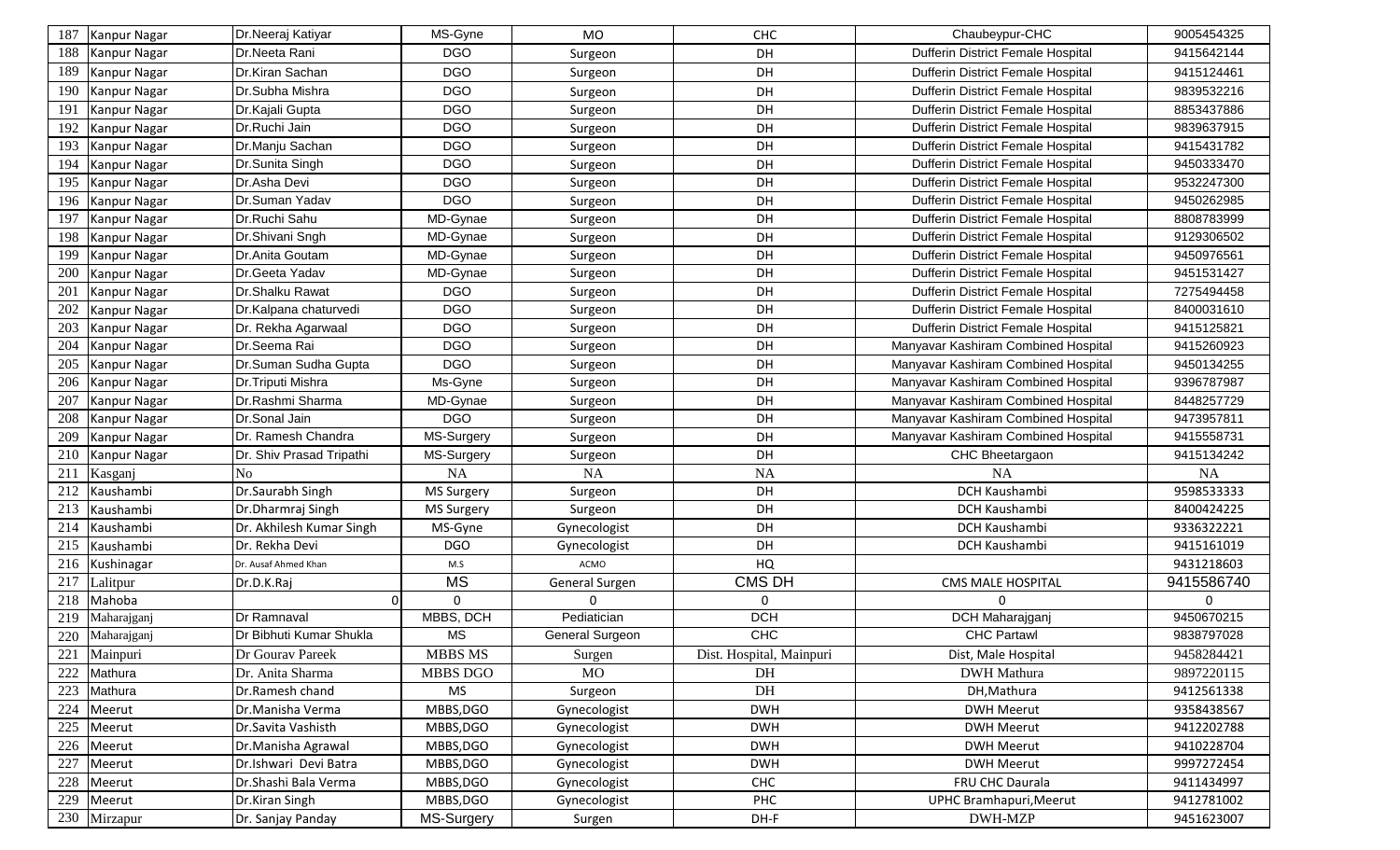| 187 | Kanpur Nagar | Dr.Neeraj Katiyar | MS-Gyne | MO | CHC | Chaubeypur-CHC | 9005454325 |
|---|---|---|---|---|---|---|---|
| 188 | Kanpur Nagar | Dr.Neeta Rani | DGO | Surgeon | DH | Dufferin District Female Hospital | 9415642144 |
| 189 | Kanpur Nagar | Dr.Kiran Sachan | DGO | Surgeon | DH | Dufferin District Female Hospital | 9415124461 |
| 190 | Kanpur Nagar | Dr.Subha Mishra | DGO | Surgeon | DH | Dufferin District Female Hospital | 9839532216 |
| 191 | Kanpur Nagar | Dr.Kajali Gupta | DGO | Surgeon | DH | Dufferin District Female Hospital | 8853437886 |
| 192 | Kanpur Nagar | Dr.Ruchi Jain | DGO | Surgeon | DH | Dufferin District Female Hospital | 9839637915 |
| 193 | Kanpur Nagar | Dr.Manju Sachan | DGO | Surgeon | DH | Dufferin District Female Hospital | 9415431782 |
| 194 | Kanpur Nagar | Dr.Sunita Singh | DGO | Surgeon | DH | Dufferin District Female Hospital | 9450333470 |
| 195 | Kanpur Nagar | Dr.Asha Devi | DGO | Surgeon | DH | Dufferin District Female Hospital | 9532247300 |
| 196 | Kanpur Nagar | Dr.Suman Yadav | DGO | Surgeon | DH | Dufferin District Female Hospital | 9450262985 |
| 197 | Kanpur Nagar | Dr.Ruchi Sahu | MD-Gynae | Surgeon | DH | Dufferin District Female Hospital | 8808783999 |
| 198 | Kanpur Nagar | Dr.Shivani Sngh | MD-Gynae | Surgeon | DH | Dufferin District Female Hospital | 9129306502 |
| 199 | Kanpur Nagar | Dr.Anita Goutam | MD-Gynae | Surgeon | DH | Dufferin District Female Hospital | 9450976561 |
| 200 | Kanpur Nagar | Dr.Geeta Yadav | MD-Gynae | Surgeon | DH | Dufferin District Female Hospital | 9451531427 |
| 201 | Kanpur Nagar | Dr.Shalku Rawat | DGO | Surgeon | DH | Dufferin District Female Hospital | 7275494458 |
| 202 | Kanpur Nagar | Dr.Kalpana chaturvedi | DGO | Surgeon | DH | Dufferin District Female Hospital | 8400031610 |
| 203 | Kanpur Nagar | Dr. Rekha Agarwaal | DGO | Surgeon | DH | Dufferin District Female Hospital | 9415125821 |
| 204 | Kanpur Nagar | Dr.Seema Rai | DGO | Surgeon | DH | Manyavar Kashiram Combined Hospital | 9415260923 |
| 205 | Kanpur Nagar | Dr.Suman Sudha Gupta | DGO | Surgeon | DH | Manyavar Kashiram Combined Hospital | 9450134255 |
| 206 | Kanpur Nagar | Dr.Triputi Mishra | Ms-Gyne | Surgeon | DH | Manyavar Kashiram Combined Hospital | 9396787987 |
| 207 | Kanpur Nagar | Dr.Rashmi Sharma | MD-Gynae | Surgeon | DH | Manyavar Kashiram Combined Hospital | 8448257729 |
| 208 | Kanpur Nagar | Dr.Sonal Jain | DGO | Surgeon | DH | Manyavar Kashiram Combined Hospital | 9473957811 |
| 209 | Kanpur Nagar | Dr. Ramesh Chandra | MS-Surgery | Surgeon | DH | Manyavar Kashiram Combined Hospital | 9415558731 |
| 210 | Kanpur Nagar | Dr. Shiv Prasad Tripathi | MS-Surgery | Surgeon | DH | CHC Bheetargaon | 9415134242 |
| 211 | Kasganj | No | NA | NA | NA | NA | NA |
| 212 | Kaushambi | Dr.Saurabh Singh | MS Surgery | Surgeon | DH | DCH Kaushambi | 9598533333 |
| 213 | Kaushambi | Dr.Dharmraj Singh | MS Surgery | Surgeon | DH | DCH Kaushambi | 8400424225 |
| 214 | Kaushambi | Dr. Akhilesh Kumar Singh | MS-Gyne | Gynecologist | DH | DCH Kaushambi | 9336322221 |
| 215 | Kaushambi | Dr. Rekha Devi | DGO | Gynecologist | DH | DCH Kaushambi | 9415161019 |
| 216 | Kushinagar | Dr. Ausaf Ahmed Khan | M.S | ACMO | HQ | | 9431218603 |
| 217 | Lalitpur | Dr.D.K.Raj | MS | General Surgen | CMS DH | CMS MALE HOSPITAL | 9415586740 |
| 218 | Mahoba | 0 | 0 | 0 | 0 | 0 | 0 |
| 219 | Maharajganj | Dr Ramnaval | MBBS, DCH | Pediatician | DCH | DCH Maharajganj | 9450670215 |
| 220 | Maharajganj | Dr Bibhuti Kumar Shukla | MS | General Surgeon | CHC | CHC Partawl | 9838797028 |
| 221 | Mainpuri | Dr Gourav Pareek | MBBS MS | Surgen | Dist. Hospital, Mainpuri | Dist, Male Hospital | 9458284421 |
| 222 | Mathura | Dr. Anita Sharma | MBBS DGO | MO | DH | DWH Mathura | 9897220115 |
| 223 | Mathura | Dr.Ramesh chand | MS | Surgeon | DH | DH,Mathura | 9412561338 |
| 224 | Meerut | Dr.Manisha Verma | MBBS,DGO | Gynecologist | DWH | DWH Meerut | 9358438567 |
| 225 | Meerut | Dr.Savita Vashisth | MBBS,DGO | Gynecologist | DWH | DWH Meerut | 9412202788 |
| 226 | Meerut | Dr.Manisha Agrawal | MBBS,DGO | Gynecologist | DWH | DWH Meerut | 9410228704 |
| 227 | Meerut | Dr.Ishwari Devi Batra | MBBS,DGO | Gynecologist | DWH | DWH Meerut | 9997272454 |
| 228 | Meerut | Dr.Shashi Bala Verma | MBBS,DGO | Gynecologist | CHC | FRU CHC Daurala | 9411434997 |
| 229 | Meerut | Dr.Kiran Singh | MBBS,DGO | Gynecologist | PHC | UPHC Bramhapuri,Meerut | 9412781002 |
| 230 | Mirzapur | Dr. Sanjay Panday | MS-Surgery | Surgen | DH-F | DWH-MZP | 9451623007 |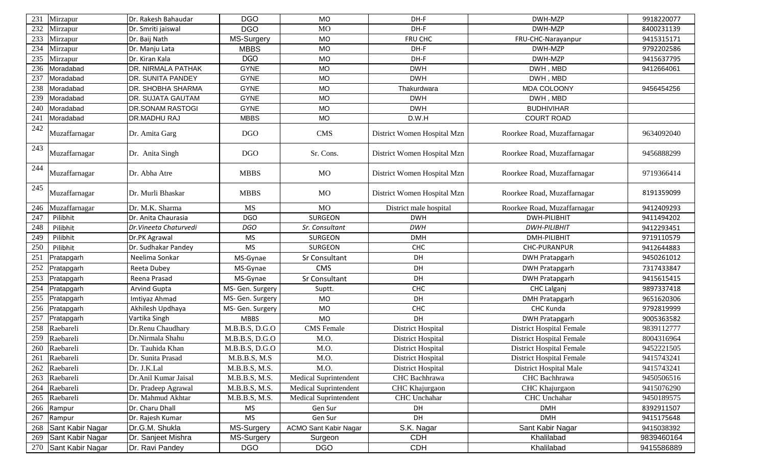| 231 | Mirzapur | Dr. Rakesh Bahaudar | DGO | MO | DH-F | DWH-MZP | 9918220077 |
|---|---|---|---|---|---|---|---|
| 232 | Mirzapur | Dr. Smriti jaiswal | DGO | MO | DH-F | DWH-MZP | 8400231139 |
| 233 | Mirzapur | Dr. Baij Nath | MS-Surgery | MO | FRU CHC | FRU-CHC-Narayanpur | 9415315171 |
| 234 | Mirzapur | Dr. Manju Lata | MBBS | MO | DH-F | DWH-MZP | 9792202586 |
| 235 | Mirzapur | Dr. Kiran Kala | DGO | MO | DH-F | DWH-MZP | 9415637795 |
| 236 | Moradabad | DR. NIRMALA PATHAK | GYNE | MO | DWH | DWH , MBD | 9412664061 |
| 237 | Moradabad | DR. SUNITA PANDEY | GYNE | MO | DWH | DWH , MBD | |
| 238 | Moradabad | DR. SHOBHA SHARMA | GYNE | MO | Thakurdwara | MDA COLOONY | 9456454256 |
| 239 | Moradabad | DR. SUJATA GAUTAM | GYNE | MO | DWH | DWH , MBD | |
| 240 | Moradabad | DR.SONAM RASTOGI | GYNE | MO | DWH | BUDHIVIHAR | |
| 241 | Moradabad | DR.MADHU RAJ | MBBS | MO | D.W.H | COURT ROAD | |
| 242 | Muzaffarnagar | Dr. Amita Garg | DGO | CMS | District Women Hospital Mzn | Roorkee Road, Muzaffarnagar | 9634092040 |
| 243 | Muzaffarnagar | Dr. Anita Singh | DGO | Sr. Cons. | District Women Hospital Mzn | Roorkee Road, Muzaffarnagar | 9456888299 |
| 244 | Muzaffarnagar | Dr. Abha Atre | MBBS | MO | District Women Hospital Mzn | Roorkee Road, Muzaffarnagar | 9719366414 |
| 245 | Muzaffarnagar | Dr. Murli Bhaskar | MBBS | MO | District Women Hospital Mzn | Roorkee Road, Muzaffarnagar | 8191359099 |
| 246 | Muzaffarnagar | Dr. M.K. Sharma | MS | MO | District male hospital | Roorkee Road, Muzaffarnagar | 9412409293 |
| 247 | Pilibhit | Dr. Anita Chaurasia | DGO | SURGEON | DWH | DWH-PILIBHIT | 9411494202 |
| 248 | Pilibhit | *Dr.Vineeta Chaturvedi* | *DGO* | *Sr. Consultant* | *DWH* | *DWH-PILIBHIT* | 9412293451 |
| 249 | Pilibhit | Dr.PK Agrawal | MS | SURGEON | DMH | DMH-PILIBHIT | 9719110579 |
| 250 | Pilibhit | Dr. Sudhakar Pandey | MS | SURGEON | CHC | CHC-PURANPUR | 9412644883 |
| 251 | Pratapgarh | Neelima Sonkar | MS-Gynae | Sr Consultant | DH | DWH Pratapgarh | 9450261012 |
| 252 | Pratapgarh | Reeta Dubey | MS-Gynae | CMS | DH | DWH Pratapgarh | 7317433847 |
| 253 | Pratapgarh | Reena Prasad | MS-Gynae | Sr Consultant | DH | DWH Pratapgarh | 9415615415 |
| 254 | Pratapgarh | Arvind Gupta | MS- Gen. Surgery | Suptt. | CHC | CHC Lalganj | 9897337418 |
| 255 | Pratapgarh | Imtiyaz Ahmad | MS- Gen. Surgery | MO | DH | DMH Pratapgarh | 9651620306 |
| 256 | Pratapgarh | Akhilesh Updhaya | MS- Gen. Surgery | MO | CHC | CHC Kunda | 9792819999 |
| 257 | Pratapgarh | Vartika Singh | MBBS | MO | DH | DWH Pratapgarh | 9005363582 |
| 258 | Raebareli | Dr.Renu Chaudhary | M.B.B.S, D.G.O | CMS Female | District Hospital | District Hospital Female | 9839112777 |
| 259 | Raebareli | Dr.Nirmala Shahu | M.B.B.S, D.G.O | M.O. | District Hospital | District Hospital Female | 8004316964 |
| 260 | Raebareli | Dr. Tauhida Khan | M.B.B.S, D.G.O | M.O. | District Hospital | District Hospital Female | 9452221505 |
| 261 | Raebareli | Dr. Sunita Prasad | M.B.B.S, M.S | M.O. | District Hospital | District Hospital Female | 9415743241 |
| 262 | Raebareli | Dr. J.K.Lal | M.B.B.S, M.S. | M.O. | District Hospital | District Hospital Male | 9415743241 |
| 263 | Raebareli | Dr.Anil Kumar Jaisal | M.B.B.S, M.S. | Medical Suprintendent | CHC Bachhrawa | CHC Bachhrawa | 9450506516 |
| 264 | Raebareli | Dr. Pradeep Agrawal | M.B.B.S, M.S. | Medical Suprintendent | CHC Khajurgaon | CHC Khajurgaon | 9415076290 |
| 265 | Raebareli | Dr. Mahmud Akhtar | M.B.B.S, M.S. | Medical Suprintendent | CHC Unchahar | CHC Unchahar | 9450189575 |
| 266 | Rampur | Dr. Charu Dhall | MS | Gen Sur | DH | DMH | 8392911507 |
| 267 | Rampur | Dr. Rajesh Kumar | MS | Gen Sur | DH | DMH | 9415175648 |
| 268 | Sant Kabir Nagar | Dr.G.M. Shukla | MS-Surgery | ACMO Sant Kabir Nagar | S.K. Nagar | Sant Kabir Nagar | 9415038392 |
| 269 | Sant Kabir Nagar | Dr. Sanjeet Mishra | MS-Surgery | Surgeon | CDH | Khalilabad | 9839460164 |
| 270 | Sant Kabir Nagar | Dr. Ravi Pandey | DGO | DGO | CDH | Khalilabad | 9415586889 |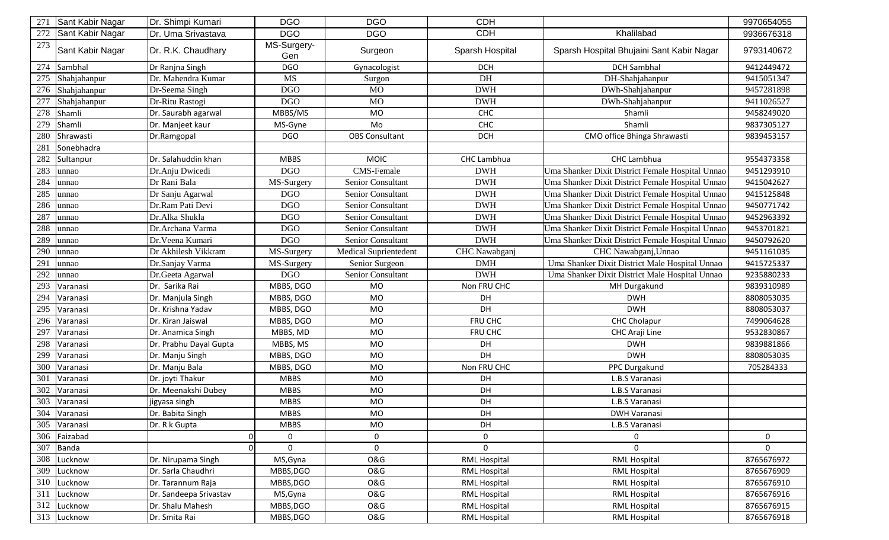| 271 | Sant Kabir Nagar | Dr. Shimpi Kumari | DGO | DGO | CDH | | 9970654055 |
|---|---|---|---|---|---|---|---|
| 272 | Sant Kabir Nagar | Dr. Uma Srivastava | DGO | DGO | CDH | Khalilabad | 9936676318 |
| 273 | Sant Kabir Nagar | Dr. R.K. Chaudhary | MS-Surgery-Gen | Surgeon | Sparsh Hospital | Sparsh Hospital Bhujaini Sant Kabir Nagar | 9793140672 |
| 274 | Sambhal | Dr Ranjna Singh | DGO | Gynacologist | DCH | DCH Sambhal | 9412449472 |
| 275 | Shahjahanpur | Dr. Mahendra Kumar | MS | Surgon | DH | DH-Shahjahanpur | 9415051347 |
| 276 | Shahjahanpur | Dr-Seema Singh | DGO | MO | DWH | DWh-Shahjahanpur | 9457281898 |
| 277 | Shahjahanpur | Dr-Ritu Rastogi | DGO | MO | DWH | DWh-Shahjahanpur | 9411026527 |
| 278 | Shamli | Dr. Saurabh agarwal | MBBS/MS | MO | CHC | Shamli | 9458249020 |
| 279 | Shamli | Dr. Manjeet kaur | MS-Gyne | Mo | CHC | Shamli | 9837305127 |
| 280 | Shrawasti | Dr.Ramgopal | DGO | OBS Consultant | DCH | CMO office Bhinga Shrawasti | 9839453157 |
| 281 | Sonebhadra | | | | | | |
| 282 | Sultanpur | Dr. Salahuddin khan | MBBS | MOIC | CHC Lambhua | CHC Lambhua | 9554373358 |
| 283 | unnao | Dr.Anju Dwicedi | DGO | CMS-Female | DWH | Uma Shanker Dixit District Female Hospital Unnao | 9451293910 |
| 284 | unnao | Dr Rani Bala | MS-Surgery | Senior Consultant | DWH | Uma Shanker Dixit District Female Hospital Unnao | 9415042627 |
| 285 | unnao | Dr Sanju Agarwal | DGO | Senior Consultant | DWH | Uma Shanker Dixit District Female Hospital Unnao | 9415125848 |
| 286 | unnao | Dr.Ram Pati Devi | DGO | Senior Consultant | DWH | Uma Shanker Dixit District Female Hospital Unnao | 9450771742 |
| 287 | unnao | Dr.Alka Shukla | DGO | Senior Consultant | DWH | Uma Shanker Dixit District Female Hospital Unnao | 9452963392 |
| 288 | unnao | Dr.Archana Varma | DGO | Senior Consultant | DWH | Uma Shanker Dixit District Female Hospital Unnao | 9453701821 |
| 289 | unnao | Dr.Veena Kumari | DGO | Senior Consultant | DWH | Uma Shanker Dixit District Female Hospital Unnao | 9450792620 |
| 290 | unnao | Dr Akhilesh Vikkram | MS-Surgery | Medical Sup­rientedent | CHC Nawabganj | CHC Nawabganj,Unnao | 9451161035 |
| 291 | unnao | Dr.Sanjay Varma | MS-Surgery | Senior Surgeon | DMH | Uma Shanker Dixit District Male Hospital Unnao | 9415725337 |
| 292 | unnao | Dr.Geeta Agarwal | DGO | Senior Consultant | DWH | Uma Shanker Dixit District Male Hospital Unnao | 9235880233 |
| 293 | Varanasi | Dr. Sarika Rai | MBBS, DGO | MO | Non FRU CHC | MH Durgakund | 9839310989 |
| 294 | Varanasi | Dr. Manjula Singh | MBBS, DGO | MO | DH | DWH | 8808053035 |
| 295 | Varanasi | Dr. Krishna Yadav | MBBS, DGO | MO | DH | DWH | 8808053037 |
| 296 | Varanasi | Dr. Kiran Jaiswal | MBBS, DGO | MO | FRU CHC | CHC Cholapur | 7499064628 |
| 297 | Varanasi | Dr. Anamica Singh | MBBS, MD | MO | FRU CHC | CHC Araji Line | 9532830867 |
| 298 | Varanasi | Dr. Prabhu Dayal Gupta | MBBS, MS | MO | DH | DWH | 9839881866 |
| 299 | Varanasi | Dr. Manju Singh | MBBS, DGO | MO | DH | DWH | 8808053035 |
| 300 | Varanasi | Dr. Manju Bala | MBBS, DGO | MO | Non FRU CHC | PPC Durgakund | 705284333 |
| 301 | Varanasi | Dr. joyti Thakur | MBBS | MO | DH | L.B.S Varanasi | |
| 302 | Varanasi | Dr. Meenakshi Dubey | MBBS | MO | DH | L.B.S Varanasi | |
| 303 | Varanasi | jigyasa singh | MBBS | MO | DH | L.B.S Varanasi | |
| 304 | Varanasi | Dr. Babita Singh | MBBS | MO | DH | DWH Varanasi | |
| 305 | Varanasi | Dr. R k Gupta | MBBS | MO | DH | L.B.S Varanasi | |
| 306 | Faizabad | 0 | 0 | 0 | 0 | 0 | 0 |
| 307 | Banda | 0 | 0 | 0 | 0 | 0 | 0 |
| 308 | Lucknow | Dr. Nirupama Singh | MS,Gyna | O&G | RML Hospital | RML Hospital | 8765676972 |
| 309 | Lucknow | Dr. Sarla Chaudhri | MBBS,DGO | O&G | RML Hospital | RML Hospital | 8765676909 |
| 310 | Lucknow | Dr. Tarannum Raja | MBBS,DGO | O&G | RML Hospital | RML Hospital | 8765676910 |
| 311 | Lucknow | Dr. Sandeepa Srivastav | MS,Gyna | O&G | RML Hospital | RML Hospital | 8765676916 |
| 312 | Lucknow | Dr. Shalu Mahesh | MBBS,DGO | O&G | RML Hospital | RML Hospital | 8765676915 |
| 313 | Lucknow | Dr. Smita Rai | MBBS,DGO | O&G | RML Hospital | RML Hospital | 8765676918 |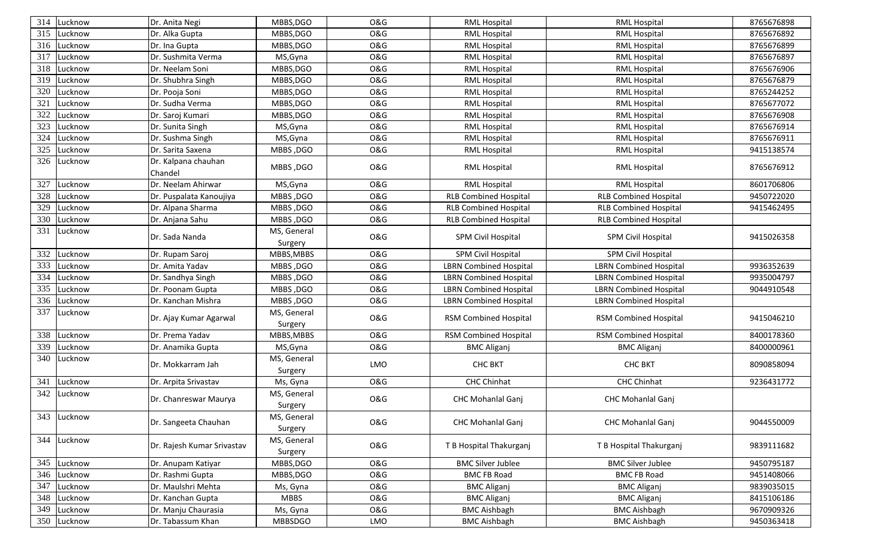| 314 | Lucknow | Dr. Anita Negi | MBBS,DGO | O&G | RML Hospital | RML Hospital | 8765676898 |
|---|---|---|---|---|---|---|---|
| 315 | Lucknow | Dr. Alka Gupta | MBBS,DGO | O&G | RML Hospital | RML Hospital | 8765676892 |
| 316 | Lucknow | Dr. Ina Gupta | MBBS,DGO | O&G | RML Hospital | RML Hospital | 8765676899 |
| 317 | Lucknow | Dr. Sushmita Verma | MS,Gyna | O&G | RML Hospital | RML Hospital | 8765676897 |
| 318 | Lucknow | Dr. Neelam Soni | MBBS,DGO | O&G | RML Hospital | RML Hospital | 8765676906 |
| 319 | Lucknow | Dr. Shubhra Singh | MBBS,DGO | O&G | RML Hospital | RML Hospital | 8765676879 |
| 320 | Lucknow | Dr. Pooja Soni | MBBS,DGO | O&G | RML Hospital | RML Hospital | 8765244252 |
| 321 | Lucknow | Dr. Sudha Verma | MBBS,DGO | O&G | RML Hospital | RML Hospital | 8765677072 |
| 322 | Lucknow | Dr. Saroj Kumari | MBBS,DGO | O&G | RML Hospital | RML Hospital | 8765676908 |
| 323 | Lucknow | Dr. Sunita Singh | MS,Gyna | O&G | RML Hospital | RML Hospital | 8765676914 |
| 324 | Lucknow | Dr. Sushma Singh | MS,Gyna | O&G | RML Hospital | RML Hospital | 8765676911 |
| 325 | Lucknow | Dr. Sarita Saxena | MBBS ,DGO | O&G | RML Hospital | RML Hospital | 9415138574 |
| 326 | Lucknow | Dr. Kalpana chauhan Chandel | MBBS ,DGO | O&G | RML Hospital | RML Hospital | 8765676912 |
| 327 | Lucknow | Dr. Neelam Ahirwar | MS,Gyna | O&G | RML Hospital | RML Hospital | 8601706806 |
| 328 | Lucknow | Dr. Puspalata Kanoujiya | MBBS ,DGO | O&G | RLB Combined Hospital | RLB Combined Hospital | 9450722020 |
| 329 | Lucknow | Dr. Alpana Sharma | MBBS ,DGO | O&G | RLB Combined Hospital | RLB Combined Hospital | 9415462495 |
| 330 | Lucknow | Dr. Anjana Sahu | MBBS ,DGO | O&G | RLB Combined Hospital | RLB Combined Hospital | |
| 331 | Lucknow | Dr. Sada Nanda | MS, General Surgery | O&G | SPM Civil Hospital | SPM Civil Hospital | 9415026358 |
| 332 | Lucknow | Dr. Rupam Saroj | MBBS,MBBS | O&G | SPM Civil Hospital | SPM Civil Hospital | |
| 333 | Lucknow | Dr. Amita Yadav | MBBS ,DGO | O&G | LBRN Combined Hospital | LBRN Combined Hospital | 9936352639 |
| 334 | Lucknow | Dr. Sandhya Singh | MBBS ,DGO | O&G | LBRN Combined Hospital | LBRN Combined Hospital | 9935004797 |
| 335 | Lucknow | Dr. Poonam Gupta | MBBS ,DGO | O&G | LBRN Combined Hospital | LBRN Combined Hospital | 9044910548 |
| 336 | Lucknow | Dr. Kanchan Mishra | MBBS ,DGO | O&G | LBRN Combined Hospital | LBRN Combined Hospital | |
| 337 | Lucknow | Dr. Ajay Kumar Agarwal | MS, General Surgery | O&G | RSM Combined Hospital | RSM Combined Hospital | 9415046210 |
| 338 | Lucknow | Dr. Prema Yadav | MBBS,MBBS | O&G | RSM Combined Hospital | RSM Combined Hospital | 8400178360 |
| 339 | Lucknow | Dr. Anamika Gupta | MS,Gyna | O&G | BMC Aliganj | BMC Aliganj | 8400000961 |
| 340 | Lucknow | Dr. Mokkarram Jah | MS, General Surgery | LMO | CHC BKT | CHC BKT | 8090858094 |
| 341 | Lucknow | Dr. Arpita Srivastav | Ms, Gyna | O&G | CHC Chinhat | CHC Chinhat | 9236431772 |
| 342 | Lucknow | Dr. Chanreswar Maurya | MS, General Surgery | O&G | CHC Mohanlal Ganj | CHC Mohanlal Ganj | |
| 343 | Lucknow | Dr. Sangeeta Chauhan | MS, General Surgery | O&G | CHC Mohanlal Ganj | CHC Mohanlal Ganj | 9044550009 |
| 344 | Lucknow | Dr. Rajesh Kumar Srivastav | MS, General Surgery | O&G | T B Hospital Thakurganj | T B Hospital Thakurganj | 9839111682 |
| 345 | Lucknow | Dr. Anupam Katiyar | MBBS,DGO | O&G | BMC Silver Jublee | BMC Silver Jublee | 9450795187 |
| 346 | Lucknow | Dr. Rashmi Gupta | MBBS,DGO | O&G | BMC FB Road | BMC FB Road | 9451408066 |
| 347 | Lucknow | Dr. Maulshri Mehta | Ms, Gyna | O&G | BMC Aliganj | BMC Aliganj | 9839035015 |
| 348 | Lucknow | Dr. Kanchan Gupta | MBBS | O&G | BMC Aliganj | BMC Aliganj | 8415106186 |
| 349 | Lucknow | Dr. Manju Chaurasia | Ms, Gyna | O&G | BMC Aishbagh | BMC Aishbagh | 9670909326 |
| 350 | Lucknow | Dr. Tabassum Khan | MBBSDGO | LMO | BMC Aishbagh | BMC Aishbagh | 9450363418 |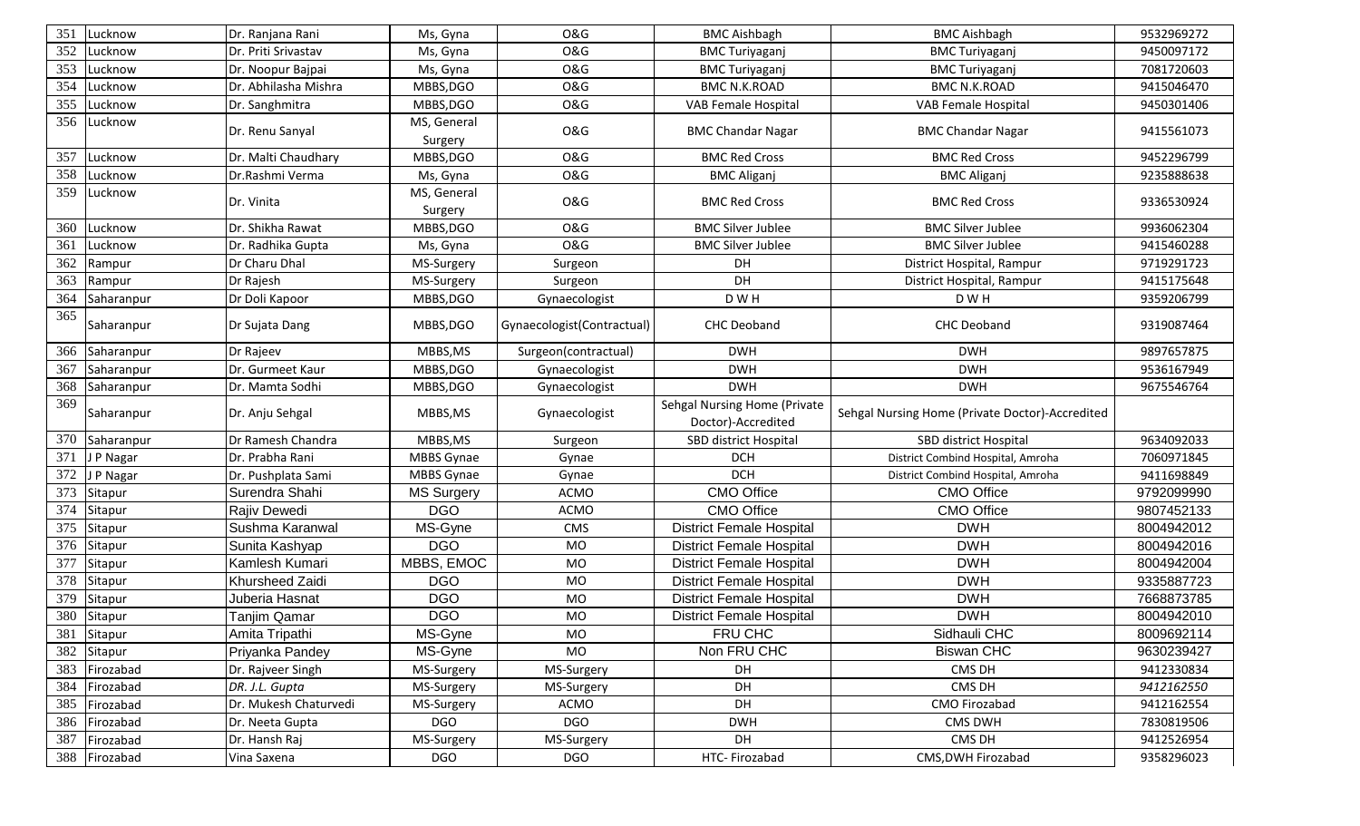| | | | | | | | |
|---|---|---|---|---|---|---|---|
| 351 | Lucknow | Dr. Ranjana Rani | Ms, Gyna | O&G | BMC Aishbagh | BMC Aishbagh | 9532969272 |
| 352 | Lucknow | Dr. Priti Srivastav | Ms, Gyna | O&G | BMC Turiyaganj | BMC Turiyaganj | 9450097172 |
| 353 | Lucknow | Dr. Noopur Bajpai | Ms, Gyna | O&G | BMC Turiyaganj | BMC Turiyaganj | 7081720603 |
| 354 | Lucknow | Dr. Abhilasha Mishra | MBBS,DGO | O&G | BMC N.K.ROAD | BMC N.K.ROAD | 9415046470 |
| 355 | Lucknow | Dr. Sanghmitra | MBBS,DGO | O&G | VAB Female Hospital | VAB Female Hospital | 9450301406 |
| 356 | Lucknow | Dr. Renu Sanyal | MS, General Surgery | O&G | BMC Chandar Nagar | BMC Chandar Nagar | 9415561073 |
| 357 | Lucknow | Dr. Malti Chaudhary | MBBS,DGO | O&G | BMC Red Cross | BMC Red Cross | 9452296799 |
| 358 | Lucknow | Dr.Rashmi Verma | Ms, Gyna | O&G | BMC Aliganj | BMC Aliganj | 9235888638 |
| 359 | Lucknow | Dr. Vinita | MS, General Surgery | O&G | BMC Red Cross | BMC Red Cross | 9336530924 |
| 360 | Lucknow | Dr. Shikha Rawat | MBBS,DGO | O&G | BMC Silver Jublee | BMC Silver Jublee | 9936062304 |
| 361 | Lucknow | Dr. Radhika Gupta | Ms, Gyna | O&G | BMC Silver Jublee | BMC Silver Jublee | 9415460288 |
| 362 | Rampur | Dr Charu Dhal | MS-Surgery | Surgeon | DH | District Hospital, Rampur | 9719291723 |
| 363 | Rampur | Dr Rajesh | MS-Surgery | Surgeon | DH | District Hospital, Rampur | 9415175648 |
| 364 | Saharanpur | Dr Doli Kapoor | MBBS,DGO | Gynaecologist | D W H | D W H | 9359206799 |
| 365 | Saharanpur | Dr Sujata Dang | MBBS,DGO | Gynaecologist(Contractual) | CHC Deoband | CHC Deoband | 9319087464 |
| 366 | Saharanpur | Dr Rajeev | MBBS,MS | Surgeon(contractual) | DWH | DWH | 9897657875 |
| 367 | Saharanpur | Dr. Gurmeet Kaur | MBBS,DGO | Gynaecologist | DWH | DWH | 9536167949 |
| 368 | Saharanpur | Dr. Mamta Sodhi | MBBS,DGO | Gynaecologist | DWH | DWH | 9675546764 |
| 369 | Saharanpur | Dr. Anju Sehgal | MBBS,MS | Gynaecologist | Sehgal Nursing Home (Private Doctor)-Accredited | Sehgal Nursing Home (Private Doctor)-Accredited | |
| 370 | Saharanpur | Dr Ramesh Chandra | MBBS,MS | Surgeon | SBD district Hospital | SBD district Hospital | 9634092033 |
| 371 | J P Nagar | Dr. Prabha Rani | MBBS Gynae | Gynae | DCH | District Combind Hospital, Amroha | 7060971845 |
| 372 | J P Nagar | Dr. Pushplata Sami | MBBS Gynae | Gynae | DCH | District Combind Hospital, Amroha | 9411698849 |
| 373 | Sitapur | Surendra Shahi | MS Surgery | ACMO | CMO Office | CMO Office | 9792099990 |
| 374 | Sitapur | Rajiv Dewedi | DGO | ACMO | CMO Office | CMO Office | 9807452133 |
| 375 | Sitapur | Sushma Karanwal | MS-Gyne | CMS | District Female Hospital | DWH | 8004942012 |
| 376 | Sitapur | Sunita Kashyap | DGO | MO | District Female Hospital | DWH | 8004942016 |
| 377 | Sitapur | Kamlesh Kumari | MBBS, EMOC | MO | District Female Hospital | DWH | 8004942004 |
| 378 | Sitapur | Khursheed Zaidi | DGO | MO | District Female Hospital | DWH | 9335887723 |
| 379 | Sitapur | Juberia Hasnat | DGO | MO | District Female Hospital | DWH | 7668873785 |
| 380 | Sitapur | Tanjim Qamar | DGO | MO | District Female Hospital | DWH | 8004942010 |
| 381 | Sitapur | Amita Tripathi | MS-Gyne | MO | FRU CHC | Sidhauli CHC | 8009692114 |
| 382 | Sitapur | Priyanka Pandey | MS-Gyne | MO | Non FRU CHC | Biswan CHC | 9630239427 |
| 383 | Firozabad | Dr. Rajveer Singh | MS-Surgery | MS-Surgery | DH | CMS DH | 9412330834 |
| 384 | Firozabad | *DR. J.L. Gupta* | MS-Surgery | MS-Surgery | DH | CMS DH | *9412162550* |
| 385 | Firozabad | Dr. Mukesh Chaturvedi | MS-Surgery | ACMO | DH | CMO Firozabad | 9412162554 |
| 386 | Firozabad | Dr. Neeta Gupta | DGO | DGO | DWH | CMS DWH | 7830819506 |
| 387 | Firozabad | Dr. Hansh Raj | MS-Surgery | MS-Surgery | DH | CMS DH | 9412526954 |
| 388 | Firozabad | Vina Saxena | DGO | DGO | HTC- Firozabad | CMS,DWH Firozabad | 9358296023 |